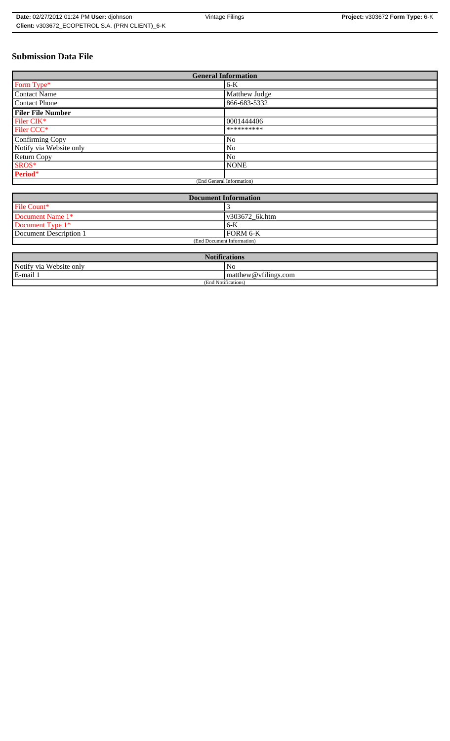# Submission Data File

| General Information | |
|---|---|
| Form Type* | 6-K |
| Contact Name | Matthew Judge |
| Contact Phone | 866-683-5332 |
| **Filer File Number** | |
| Filer CIK* | 0001444406 |
| Filer CCC* | ********** |
| Confirming Copy | No |
| Notify via Website only | No |
| Return Copy | No |
| SROS* | NONE |
| **Period*** | |
| (End General Information) | |

| Document Information | |
|---|---|
| File Count* | 3 |
| Document Name 1* | v303672_6k.htm |
| Document Type 1* | 6-K |
| Document Description 1 | FORM 6-K |
| (End Document Information) | |

| Notifications | |
|---|---|
| Notify via Website only | No |
| E-mail 1 | matthew@vfilings.com |
| (End Notifications) | |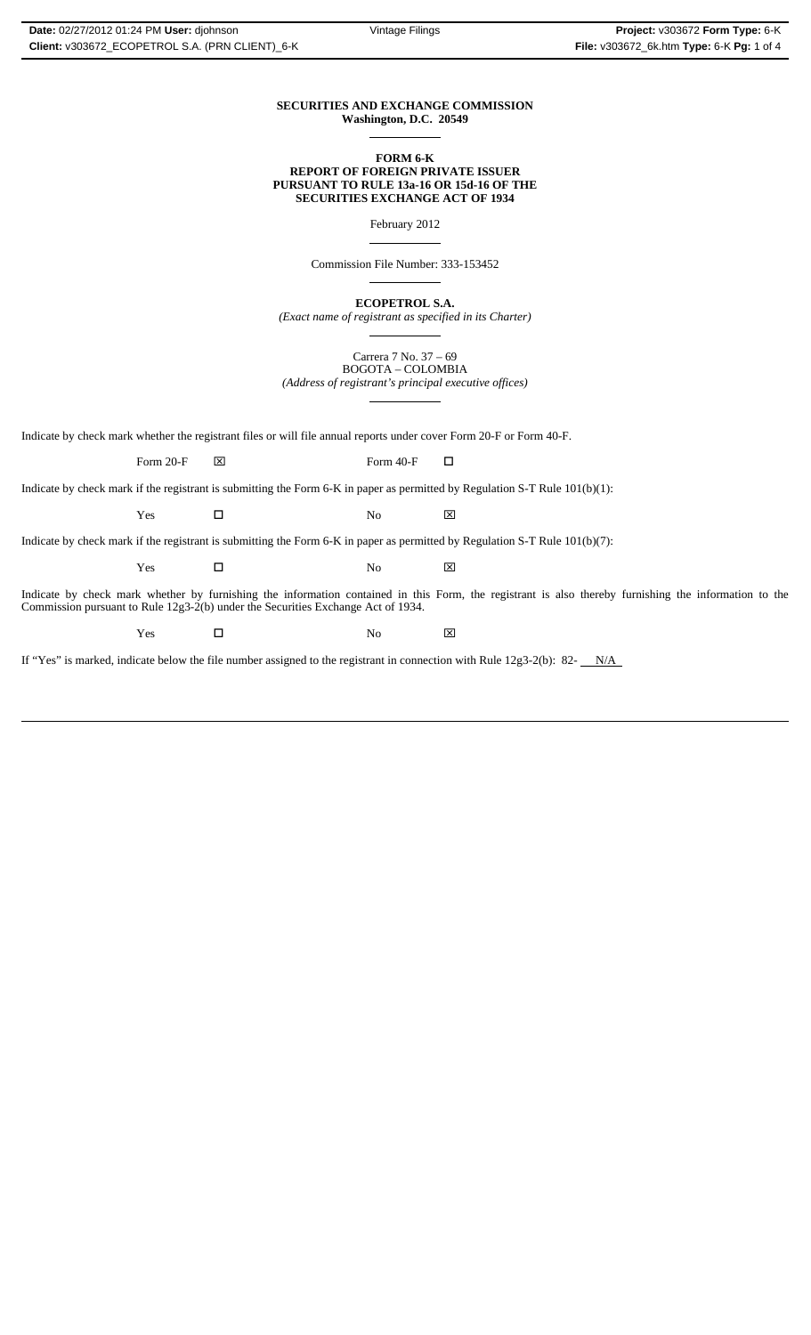**SECURITIES AND EXCHANGE COMMISSION**
**Washington, D.C. 20549**

---

**FORM 6-K**
**REPORT OF FOREIGN PRIVATE ISSUER**
**PURSUANT TO RULE 13a-16 OR 15d-16 OF THE**
**SECURITIES EXCHANGE ACT OF 1934**

February 2012

---

Commission File Number: 333-153452

---

**ECOPETROL S.A.**
*(Exact name of registrant as specified in its Charter)*

---

Carrera 7 No. 37 – 69
BOGOTA – COLOMBIA
*(Address of registrant's principal executive offices)*

---

Indicate by check mark whether the registrant files or will file annual reports under cover Form 20-F or Form 40-F.

Form 20-F ☒ Form 40-F ☐

Indicate by check mark if the registrant is submitting the Form 6-K in paper as permitted by Regulation S-T Rule 101(b)(1):

Yes ☐ No ☒

Indicate by check mark if the registrant is submitting the Form 6-K in paper as permitted by Regulation S-T Rule 101(b)(7):

Yes ☐ No ☒

Indicate by check mark whether by furnishing the information contained in this Form, the registrant is also thereby furnishing the information to the Commission pursuant to Rule 12g3-2(b) under the Securities Exchange Act of 1934.

Yes ☐ No ☒

If "Yes" is marked, indicate below the file number assigned to the registrant in connection with Rule 12g3-2(b): 82- N/A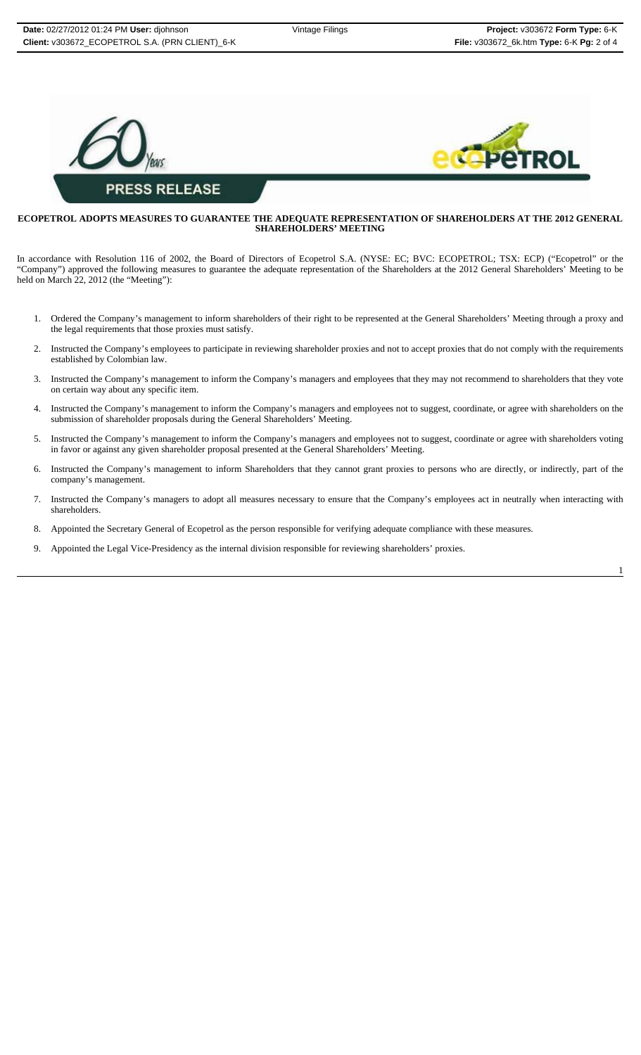**PRESS RELEASE**

**ECOPETROL ADOPTS MEASURES TO GUARANTEE THE ADEQUATE REPRESENTATION OF SHAREHOLDERS AT THE 2012 GENERAL SHAREHOLDERS' MEETING**

In accordance with Resolution 116 of 2002, the Board of Directors of Ecopetrol S.A. (NYSE: EC; BVC: ECOPETROL; TSX: ECP) ("Ecopetrol" or the "Company") approved the following measures to guarantee the adequate representation of the Shareholders at the 2012 General Shareholders' Meeting to be held on March 22, 2012 (the "Meeting"):

1. Ordered the Company's management to inform shareholders of their right to be represented at the General Shareholders' Meeting through a proxy and the legal requirements that those proxies must satisfy.
2. Instructed the Company's employees to participate in reviewing shareholder proxies and not to accept proxies that do not comply with the requirements established by Colombian law.
3. Instructed the Company's management to inform the Company's managers and employees that they may not recommend to shareholders that they vote on certain way about any specific item.
4. Instructed the Company's management to inform the Company's managers and employees not to suggest, coordinate, or agree with shareholders on the submission of shareholder proposals during the General Shareholders' Meeting.
5. Instructed the Company's management to inform the Company's managers and employees not to suggest, coordinate or agree with shareholders voting in favor or against any given shareholder proposal presented at the General Shareholders' Meeting.
6. Instructed the Company's management to inform Shareholders that they cannot grant proxies to persons who are directly, or indirectly, part of the company's management.
7. Instructed the Company's managers to adopt all measures necessary to ensure that the Company's employees act in neutrally when interacting with shareholders.
8. Appointed the Secretary General of Ecopetrol as the person responsible for verifying adequate compliance with these measures.
9. Appointed the Legal Vice-Presidency as the internal division responsible for reviewing shareholders' proxies.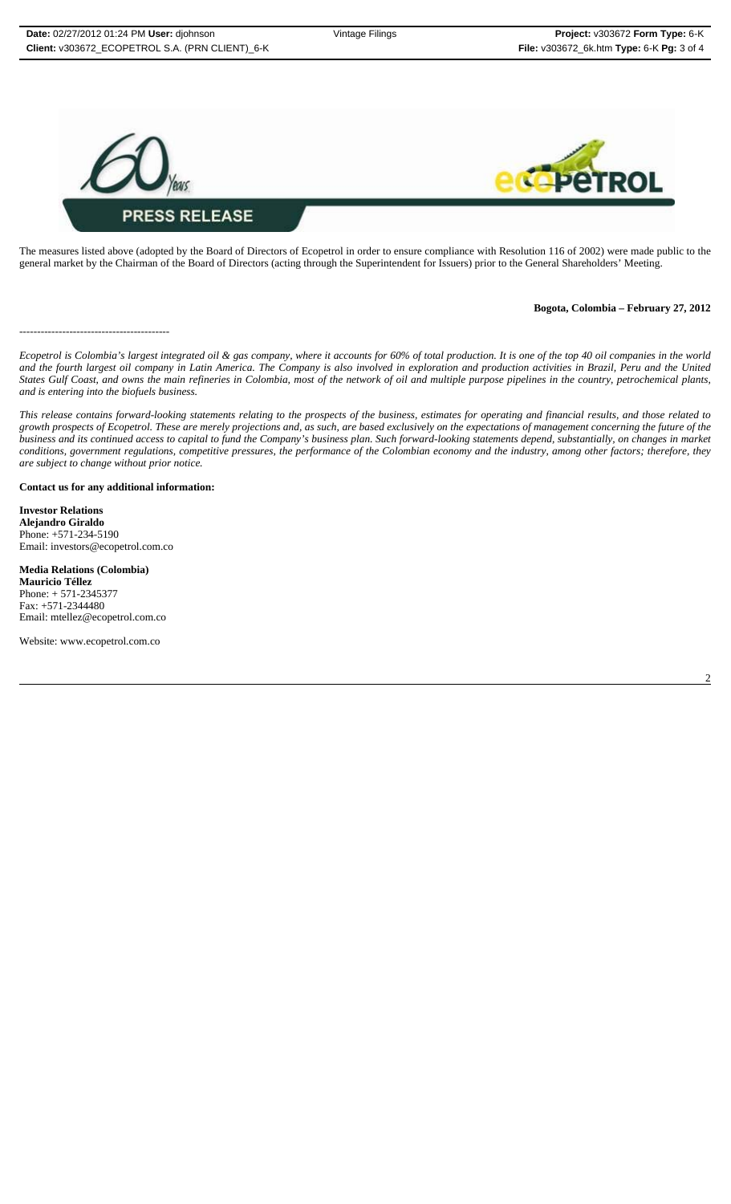The measures listed above (adopted by the Board of Directors of Ecopetrol in order to ensure compliance with Resolution 116 of 2002) were made public to the general market by the Chairman of the Board of Directors (acting through the Superintendent for Issuers) prior to the General Shareholders' Meeting.

**Bogota, Colombia – February 27, 2012**

-----------------------------------------

*Ecopetrol is Colombia's largest integrated oil & gas company, where it accounts for 60% of total production. It is one of the top 40 oil companies in the world and the fourth largest oil company in Latin America. The Company is also involved in exploration and production activities in Brazil, Peru and the United States Gulf Coast, and owns the main refineries in Colombia, most of the network of oil and multiple purpose pipelines in the country, petrochemical plants, and is entering into the biofuels business.*

*This release contains forward-looking statements relating to the prospects of the business, estimates for operating and financial results, and those related to growth prospects of Ecopetrol. These are merely projections and, as such, are based exclusively on the expectations of management concerning the future of the business and its continued access to capital to fund the Company's business plan. Such forward-looking statements depend, substantially, on changes in market conditions, government regulations, competitive pressures, the performance of the Colombian economy and the industry, among other factors; therefore, they are subject to change without prior notice.*

**Contact us for any additional information:**

**Investor Relations**
**Alejandro Giraldo**
Phone: +571-234-5190
Email: investors@ecopetrol.com.co

**Media Relations (Colombia)**
**Mauricio Téllez**
Phone: + 571-2345377
Fax: +571-2344480
Email: mtellez@ecopetrol.com.co

Website: www.ecopetrol.com.co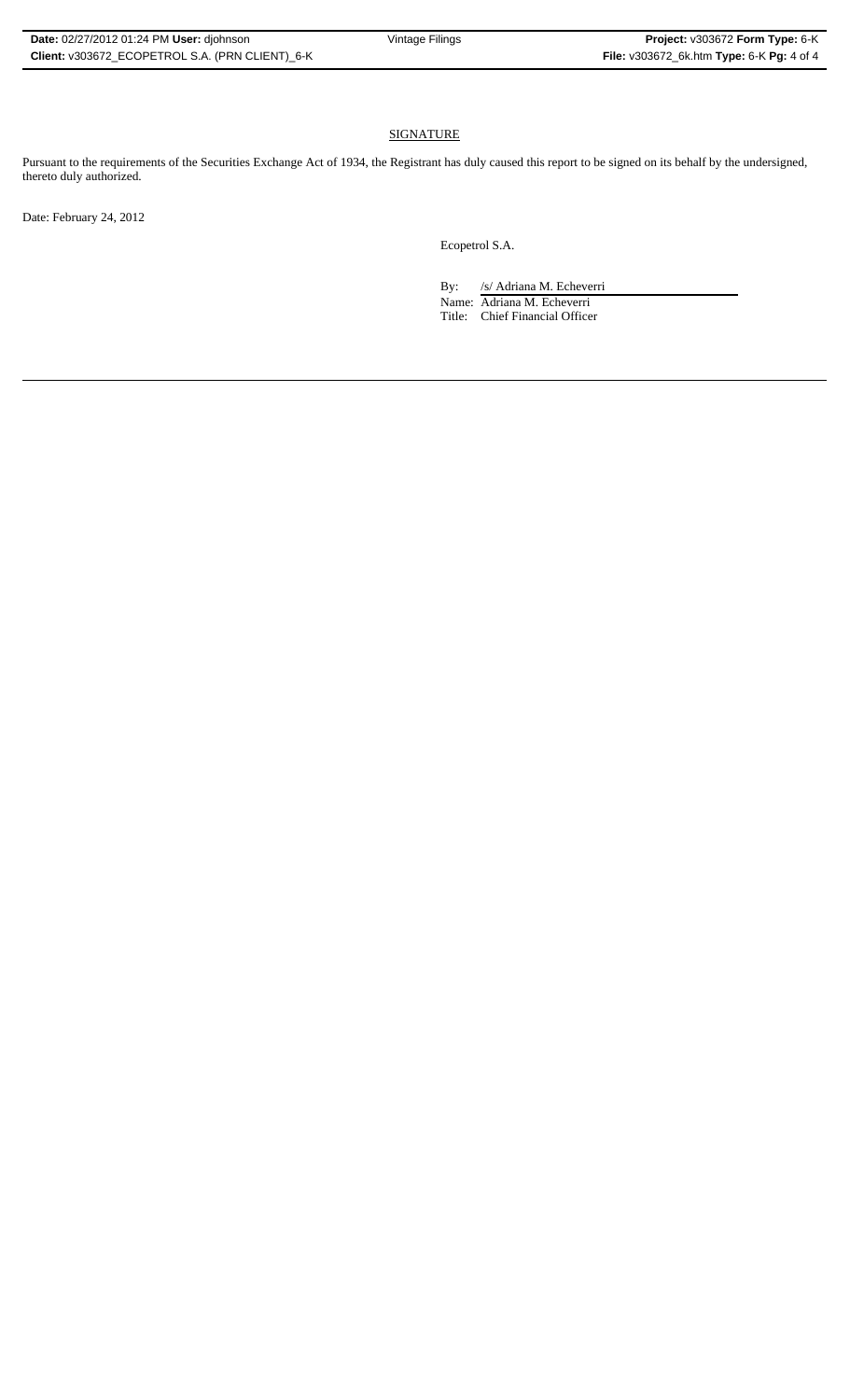## SIGNATURE

Pursuant to the requirements of the Securities Exchange Act of 1934, the Registrant has duly caused this report to be signed on its behalf by the undersigned, thereto duly authorized.

Date: February 24, 2012

Ecopetrol S.A.

By: /s/ Adriana M. Echeverri

Name: Adriana M. Echeverri

Title: Chief Financial Officer